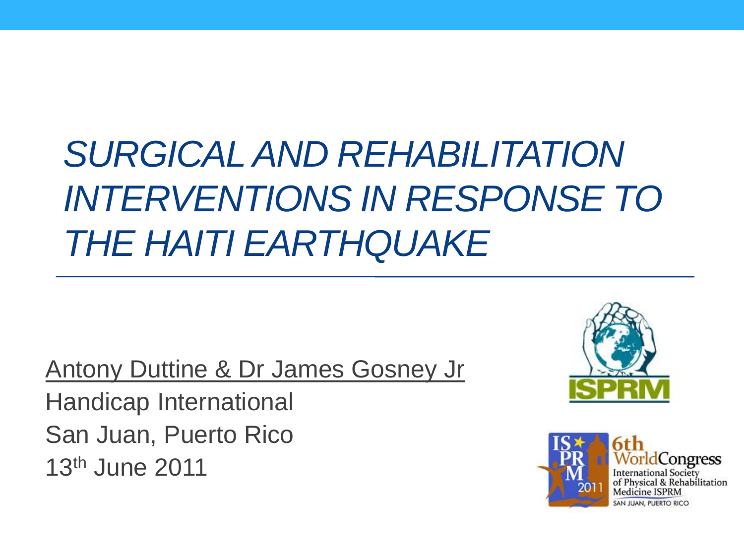# *SURGICAL AND REHABILITATION INTERVENTIONS IN RESPONSE TO THE HAITI EARTHQUAKE*

Antony Duttine & Dr James Gosney Jr

Handicap International

San Juan, Puerto Rico

13th June 2011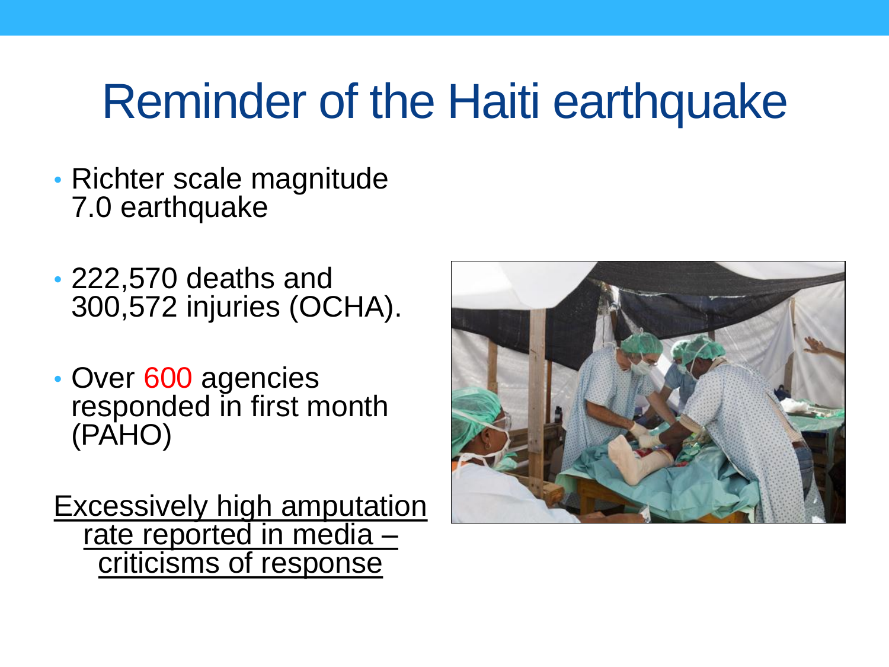# Reminder of the Haiti earthquake

- Richter scale magnitude 7.0 earthquake
- 222,570 deaths and 300,572 injuries (OCHA).
- Over 600 agencies responded in first month (PAHO)

Excessively high amputation rate reported in media – criticisms of response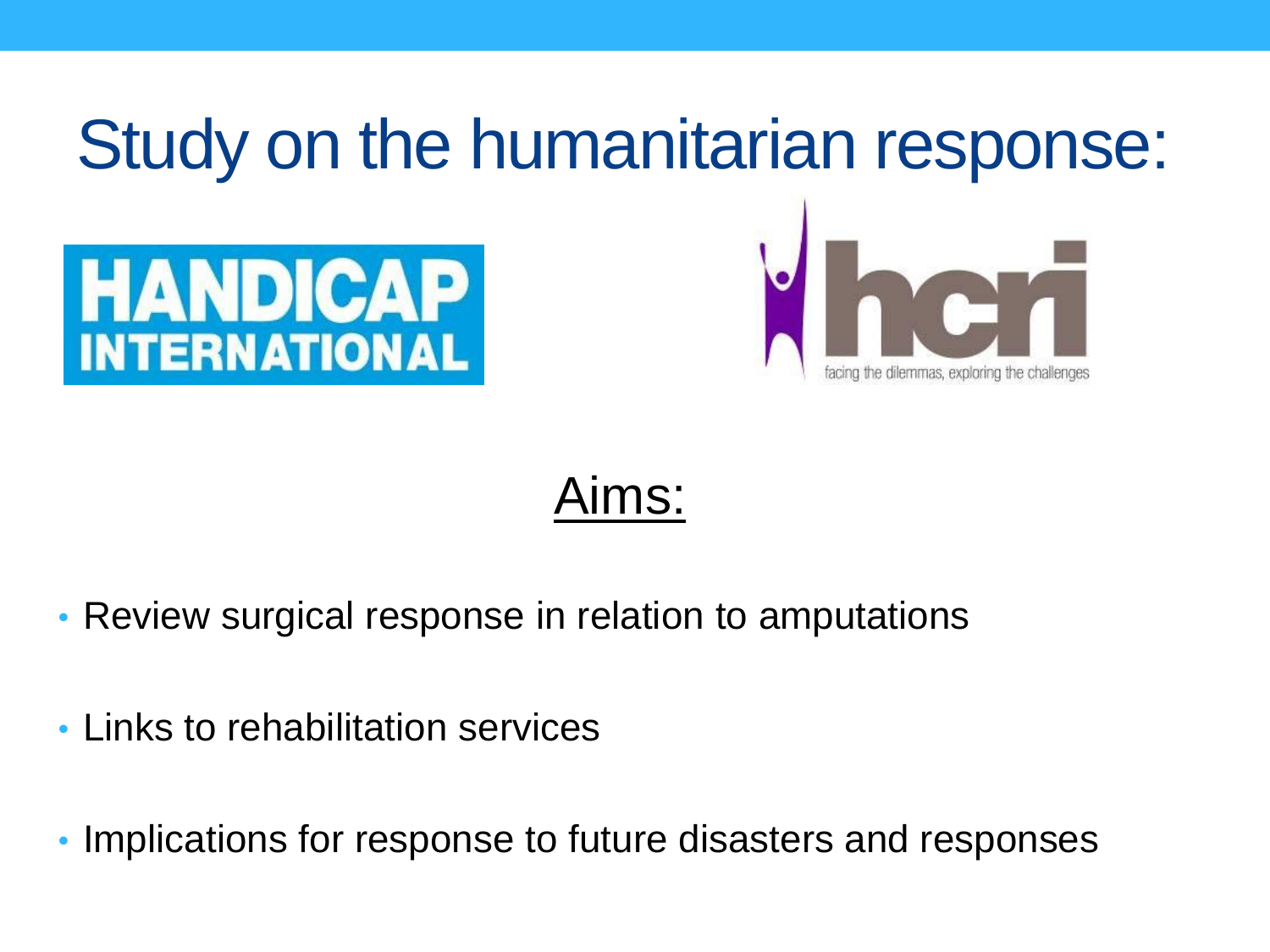# Study on the humanitarian response:

HANDICAP INTERNATIONAL

hcri facing the dilemmas, exploring the challenges

## Aims:

- Review surgical response in relation to amputations
- Links to rehabilitation services
- Implications for response to future disasters and responses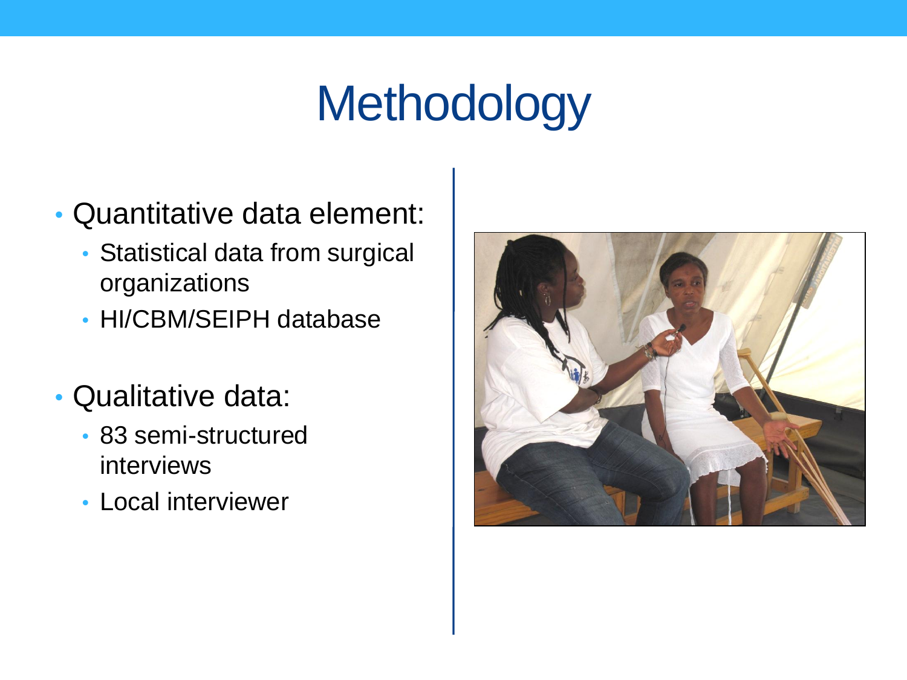# Methodology

- Quantitative data element:
  - Statistical data from surgical organizations
  - HI/CBM/SEIPH database
- Qualitative data:
  - 83 semi-structured interviews
  - Local interviewer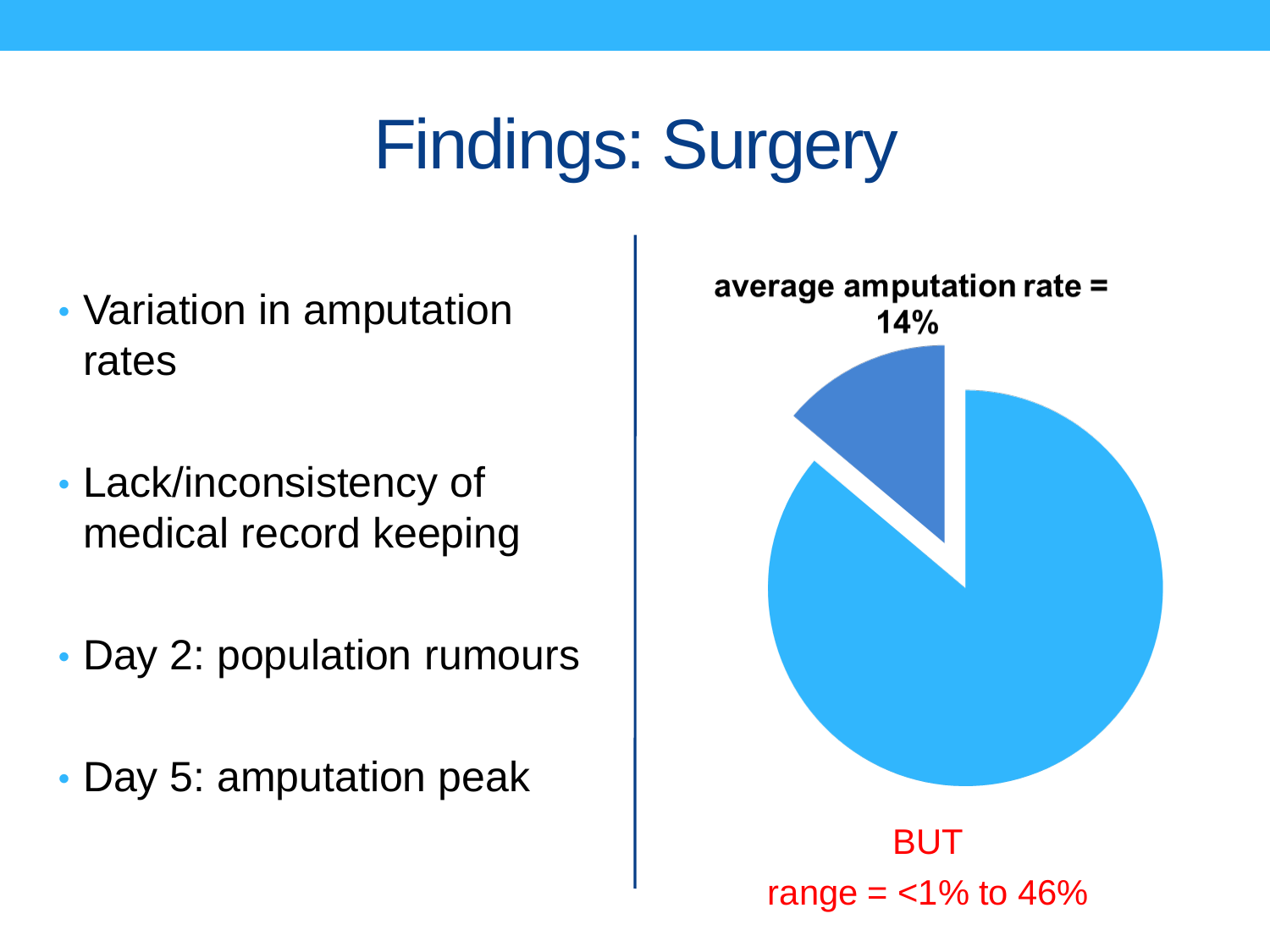# Findings: Surgery

- Variation in amputation rates
- Lack/inconsistency of medical record keeping
- Day 2: population rumours
- Day 5: amputation peak

**average amputation rate = 14%**

BUT

range = <1% to 46%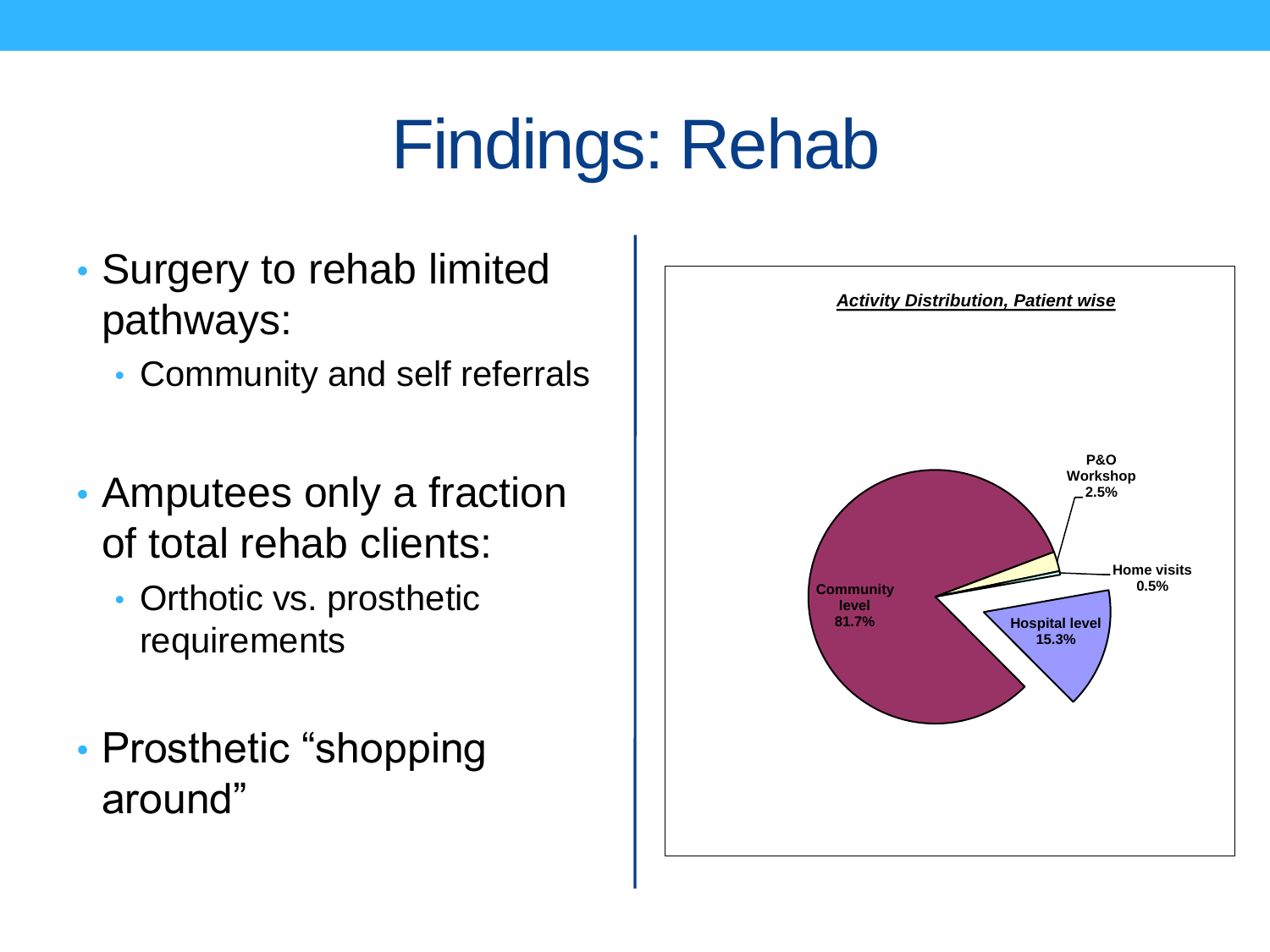# Findings: Rehab

- Surgery to rehab limited pathways:
  - Community and self referrals
- Amputees only a fraction of total rehab clients:
  - Orthotic vs. prosthetic requirements
- Prosthetic “shopping around”

***Activity Distribution, Patient wise***

| Activity | Share |
| --- | --- |
| Community level | 81.7% |
| Hospital level | 15.3% |
| P&O Workshop | 2.5% |
| Home visits | 0.5% |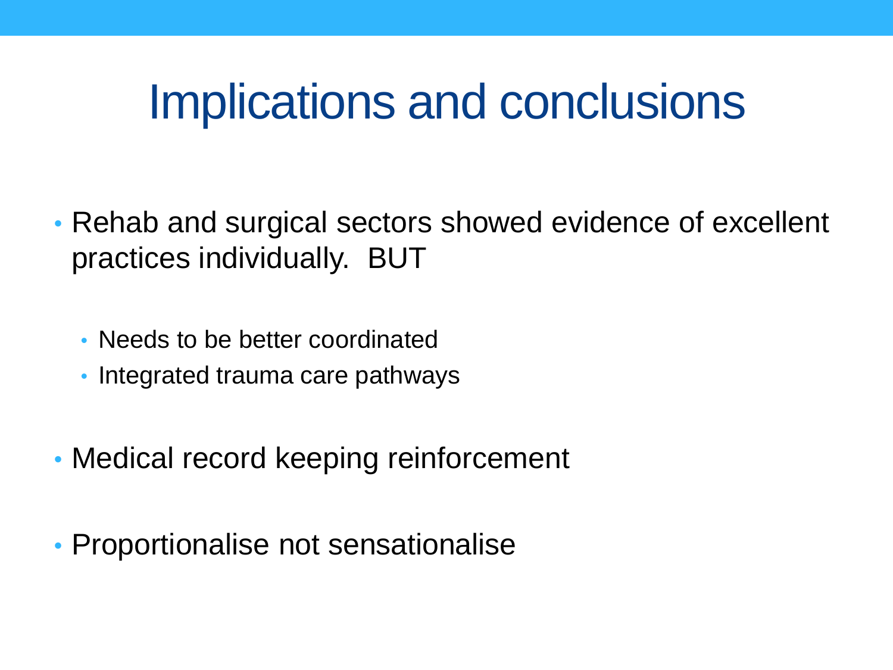# Implications and conclusions

- Rehab and surgical sectors showed evidence of excellent practices individually. BUT
  - Needs to be better coordinated
  - Integrated trauma care pathways
- Medical record keeping reinforcement
- Proportionalise not sensationalise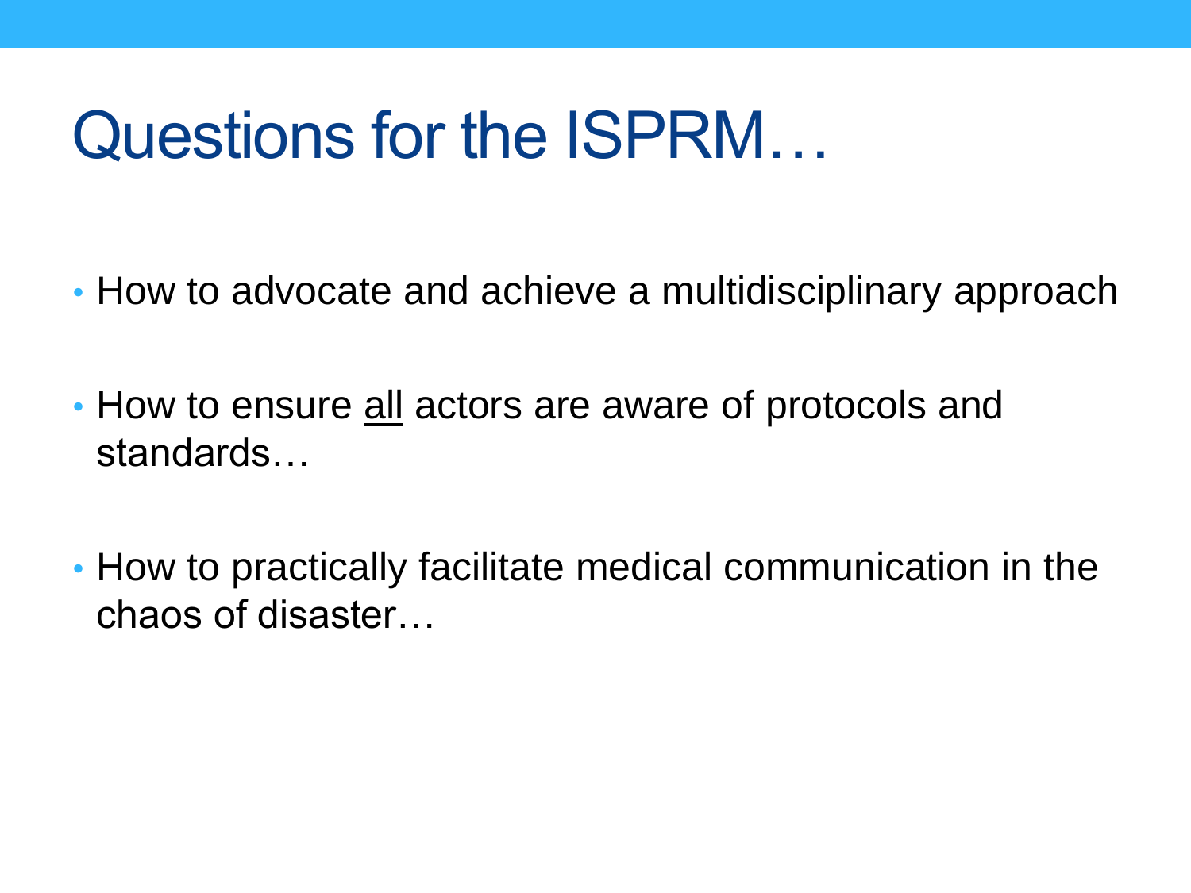# Questions for the ISPRM…

- How to advocate and achieve a multidisciplinary approach
- How to ensure <u>all</u> actors are aware of protocols and standards…
- How to practically facilitate medical communication in the chaos of disaster…